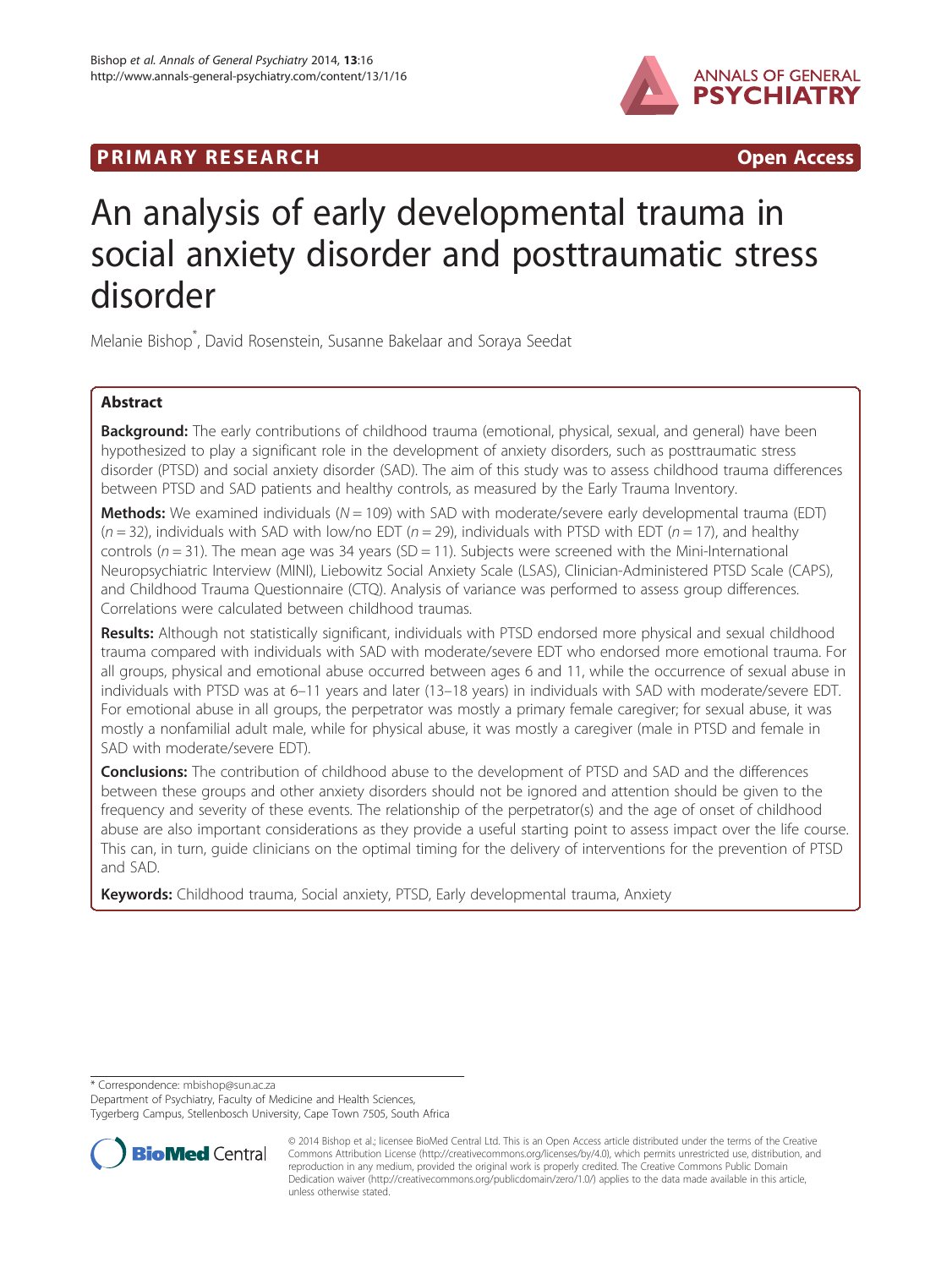PRIMARY RESEARCH Open Access

# An analysis of early developmental trauma in social anxiety disorder and posttraumatic stress disorder

Melanie Bishop*, David Rosenstein, Susanne Bakelaar and Soraya Seedat

## Abstract

**Background:** The early contributions of childhood trauma (emotional, physical, sexual, and general) have been hypothesized to play a significant role in the development of anxiety disorders, such as posttraumatic stress disorder (PTSD) and social anxiety disorder (SAD). The aim of this study was to assess childhood trauma differences between PTSD and SAD patients and healthy controls, as measured by the Early Trauma Inventory.

**Methods:** We examined individuals ($N = 109$) with SAD with moderate/severe early developmental trauma (EDT) ($n = 32$), individuals with SAD with low/no EDT ($n = 29$), individuals with PTSD with EDT ($n = 17$), and healthy controls ($n = 31$). The mean age was 34 years (SD = 11). Subjects were screened with the Mini-International Neuropsychiatric Interview (MINI), Liebowitz Social Anxiety Scale (LSAS), Clinician-Administered PTSD Scale (CAPS), and Childhood Trauma Questionnaire (CTQ). Analysis of variance was performed to assess group differences. Correlations were calculated between childhood traumas.

**Results:** Although not statistically significant, individuals with PTSD endorsed more physical and sexual childhood trauma compared with individuals with SAD with moderate/severe EDT who endorsed more emotional trauma. For all groups, physical and emotional abuse occurred between ages 6 and 11, while the occurrence of sexual abuse in individuals with PTSD was at 6–11 years and later (13–18 years) in individuals with SAD with moderate/severe EDT. For emotional abuse in all groups, the perpetrator was mostly a primary female caregiver; for sexual abuse, it was mostly a nonfamilial adult male, while for physical abuse, it was mostly a caregiver (male in PTSD and female in SAD with moderate/severe EDT).

**Conclusions:** The contribution of childhood abuse to the development of PTSD and SAD and the differences between these groups and other anxiety disorders should not be ignored and attention should be given to the frequency and severity of these events. The relationship of the perpetrator(s) and the age of onset of childhood abuse are also important considerations as they provide a useful starting point to assess impact over the life course. This can, in turn, guide clinicians on the optimal timing for the delivery of interventions for the prevention of PTSD and SAD.

**Keywords:** Childhood trauma, Social anxiety, PTSD, Early developmental trauma, Anxiety

\* Correspondence: mbishop@sun.ac.za
Department of Psychiatry, Faculty of Medicine and Health Sciences, Tygerberg Campus, Stellenbosch University, Cape Town 7505, South Africa

© 2014 Bishop et al.; licensee BioMed Central Ltd. This is an Open Access article distributed under the terms of the Creative Commons Attribution License (http://creativecommons.org/licenses/by/4.0), which permits unrestricted use, distribution, and reproduction in any medium, provided the original work is properly credited. The Creative Commons Public Domain Dedication waiver (http://creativecommons.org/publicdomain/zero/1.0/) applies to the data made available in this article, unless otherwise stated.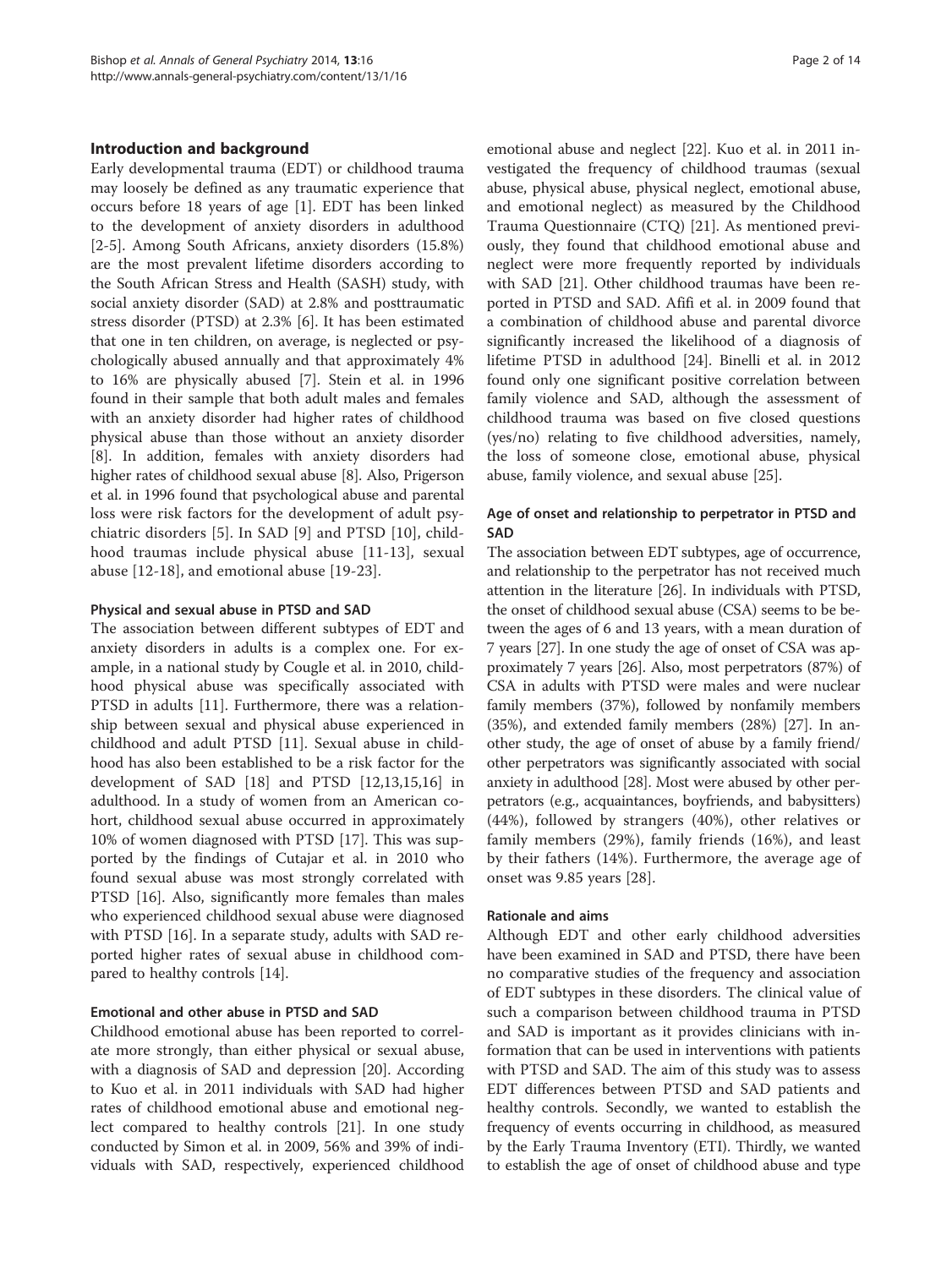## Introduction and background

Early developmental trauma (EDT) or childhood trauma may loosely be defined as any traumatic experience that occurs before 18 years of age [1]. EDT has been linked to the development of anxiety disorders in adulthood [2-5]. Among South Africans, anxiety disorders (15.8%) are the most prevalent lifetime disorders according to the South African Stress and Health (SASH) study, with social anxiety disorder (SAD) at 2.8% and posttraumatic stress disorder (PTSD) at 2.3% [6]. It has been estimated that one in ten children, on average, is neglected or psychologically abused annually and that approximately 4% to 16% are physically abused [7]. Stein et al. in 1996 found in their sample that both adult males and females with an anxiety disorder had higher rates of childhood physical abuse than those without an anxiety disorder [8]. In addition, females with anxiety disorders had higher rates of childhood sexual abuse [8]. Also, Prigerson et al. in 1996 found that psychological abuse and parental loss were risk factors for the development of adult psychiatric disorders [5]. In SAD [9] and PTSD [10], childhood traumas include physical abuse [11-13], sexual abuse [12-18], and emotional abuse [19-23].

### Physical and sexual abuse in PTSD and SAD

The association between different subtypes of EDT and anxiety disorders in adults is a complex one. For example, in a national study by Cougle et al. in 2010, childhood physical abuse was specifically associated with PTSD in adults [11]. Furthermore, there was a relationship between sexual and physical abuse experienced in childhood and adult PTSD [11]. Sexual abuse in childhood has also been established to be a risk factor for the development of SAD [18] and PTSD [12,13,15,16] in adulthood. In a study of women from an American cohort, childhood sexual abuse occurred in approximately 10% of women diagnosed with PTSD [17]. This was supported by the findings of Cutajar et al. in 2010 who found sexual abuse was most strongly correlated with PTSD [16]. Also, significantly more females than males who experienced childhood sexual abuse were diagnosed with PTSD [16]. In a separate study, adults with SAD reported higher rates of sexual abuse in childhood compared to healthy controls [14].

### Emotional and other abuse in PTSD and SAD

Childhood emotional abuse has been reported to correlate more strongly, than either physical or sexual abuse, with a diagnosis of SAD and depression [20]. According to Kuo et al. in 2011 individuals with SAD had higher rates of childhood emotional abuse and emotional neglect compared to healthy controls [21]. In one study conducted by Simon et al. in 2009, 56% and 39% of individuals with SAD, respectively, experienced childhood emotional abuse and neglect [22]. Kuo et al. in 2011 investigated the frequency of childhood traumas (sexual abuse, physical abuse, physical neglect, emotional abuse, and emotional neglect) as measured by the Childhood Trauma Questionnaire (CTQ) [21]. As mentioned previously, they found that childhood emotional abuse and neglect were more frequently reported by individuals with SAD [21]. Other childhood traumas have been reported in PTSD and SAD. Afifi et al. in 2009 found that a combination of childhood abuse and parental divorce significantly increased the likelihood of a diagnosis of lifetime PTSD in adulthood [24]. Binelli et al. in 2012 found only one significant positive correlation between family violence and SAD, although the assessment of childhood trauma was based on five closed questions (yes/no) relating to five childhood adversities, namely, the loss of someone close, emotional abuse, physical abuse, family violence, and sexual abuse [25].

### Age of onset and relationship to perpetrator in PTSD and SAD

The association between EDT subtypes, age of occurrence, and relationship to the perpetrator has not received much attention in the literature [26]. In individuals with PTSD, the onset of childhood sexual abuse (CSA) seems to be between the ages of 6 and 13 years, with a mean duration of 7 years [27]. In one study the age of onset of CSA was approximately 7 years [26]. Also, most perpetrators (87%) of CSA in adults with PTSD were males and were nuclear family members (37%), followed by nonfamily members (35%), and extended family members (28%) [27]. In another study, the age of onset of abuse by a family friend/other perpetrators was significantly associated with social anxiety in adulthood [28]. Most were abused by other perpetrators (e.g., acquaintances, boyfriends, and babysitters) (44%), followed by strangers (40%), other relatives or family members (29%), family friends (16%), and least by their fathers (14%). Furthermore, the average age of onset was 9.85 years [28].

### Rationale and aims

Although EDT and other early childhood adversities have been examined in SAD and PTSD, there have been no comparative studies of the frequency and association of EDT subtypes in these disorders. The clinical value of such a comparison between childhood trauma in PTSD and SAD is important as it provides clinicians with information that can be used in interventions with patients with PTSD and SAD. The aim of this study was to assess EDT differences between PTSD and SAD patients and healthy controls. Secondly, we wanted to establish the frequency of events occurring in childhood, as measured by the Early Trauma Inventory (ETI). Thirdly, we wanted to establish the age of onset of childhood abuse and type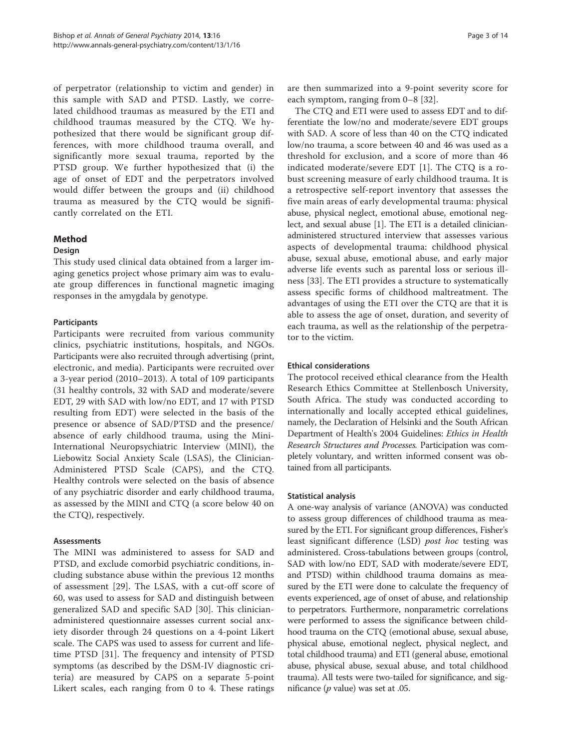of perpetrator (relationship to victim and gender) in this sample with SAD and PTSD. Lastly, we correlated childhood traumas as measured by the ETI and childhood traumas measured by the CTQ. We hypothesized that there would be significant group differences, with more childhood trauma overall, and significantly more sexual trauma, reported by the PTSD group. We further hypothesized that (i) the age of onset of EDT and the perpetrators involved would differ between the groups and (ii) childhood trauma as measured by the CTQ would be significantly correlated on the ETI.

## Method

### Design

This study used clinical data obtained from a larger imaging genetics project whose primary aim was to evaluate group differences in functional magnetic imaging responses in the amygdala by genotype.

#### Participants

Participants were recruited from various community clinics, psychiatric institutions, hospitals, and NGOs. Participants were also recruited through advertising (print, electronic, and media). Participants were recruited over a 3-year period (2010–2013). A total of 109 participants (31 healthy controls, 32 with SAD and moderate/severe EDT, 29 with SAD with low/no EDT, and 17 with PTSD resulting from EDT) were selected in the basis of the presence or absence of SAD/PTSD and the presence/absence of early childhood trauma, using the Mini-International Neuropsychiatric Interview (MINI), the Liebowitz Social Anxiety Scale (LSAS), the Clinician-Administered PTSD Scale (CAPS), and the CTQ. Healthy controls were selected on the basis of absence of any psychiatric disorder and early childhood trauma, as assessed by the MINI and CTQ (a score below 40 on the CTQ), respectively.

#### Assessments

The MINI was administered to assess for SAD and PTSD, and exclude comorbid psychiatric conditions, including substance abuse within the previous 12 months of assessment [29]. The LSAS, with a cut-off score of 60, was used to assess for SAD and distinguish between generalized SAD and specific SAD [30]. This clinician-administered questionnaire assesses current social anxiety disorder through 24 questions on a 4-point Likert scale. The CAPS was used to assess for current and lifetime PTSD [31]. The frequency and intensity of PTSD symptoms (as described by the DSM-IV diagnostic criteria) are measured by CAPS on a separate 5-point Likert scales, each ranging from 0 to 4. These ratings are then summarized into a 9-point severity score for each symptom, ranging from 0–8 [32].

The CTQ and ETI were used to assess EDT and to differentiate the low/no and moderate/severe EDT groups with SAD. A score of less than 40 on the CTQ indicated low/no trauma, a score between 40 and 46 was used as a threshold for exclusion, and a score of more than 46 indicated moderate/severe EDT [1]. The CTQ is a robust screening measure of early childhood trauma. It is a retrospective self-report inventory that assesses the five main areas of early developmental trauma: physical abuse, physical neglect, emotional abuse, emotional neglect, and sexual abuse [1]. The ETI is a detailed clinician-administered structured interview that assesses various aspects of developmental trauma: childhood physical abuse, sexual abuse, emotional abuse, and early major adverse life events such as parental loss or serious illness [33]. The ETI provides a structure to systematically assess specific forms of childhood maltreatment. The advantages of using the ETI over the CTQ are that it is able to assess the age of onset, duration, and severity of each trauma, as well as the relationship of the perpetrator to the victim.

#### Ethical considerations

The protocol received ethical clearance from the Health Research Ethics Committee at Stellenbosch University, South Africa. The study was conducted according to internationally and locally accepted ethical guidelines, namely, the Declaration of Helsinki and the South African Department of Health's 2004 Guidelines: *Ethics in Health Research Structures and Processes*. Participation was completely voluntary, and written informed consent was obtained from all participants.

#### Statistical analysis

A one-way analysis of variance (ANOVA) was conducted to assess group differences of childhood trauma as measured by the ETI. For significant group differences, Fisher's least significant difference (LSD) *post hoc* testing was administered. Cross-tabulations between groups (control, SAD with low/no EDT, SAD with moderate/severe EDT, and PTSD) within childhood trauma domains as measured by the ETI were done to calculate the frequency of events experienced, age of onset of abuse, and relationship to perpetrators. Furthermore, nonparametric correlations were performed to assess the significance between childhood trauma on the CTQ (emotional abuse, sexual abuse, physical abuse, emotional neglect, physical neglect, and total childhood trauma) and ETI (general abuse, emotional abuse, physical abuse, sexual abuse, and total childhood trauma). All tests were two-tailed for significance, and significance ($p$ value) was set at .05.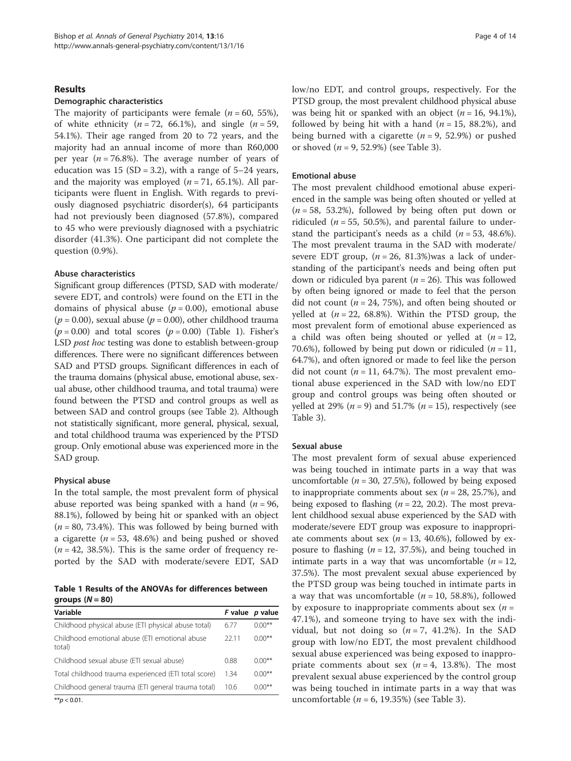## Results

### Demographic characteristics

The majority of participants were female ($n = 60$, 55%), of white ethnicity ($n = 72$, 66.1%), and single ($n = 59$, 54.1%). Their age ranged from 20 to 72 years, and the majority had an annual income of more than R60,000 per year ($n = 76.8\%$). The average number of years of education was 15 (SD = 3.2), with a range of 5–24 years, and the majority was employed ($n = 71$, 65.1%). All participants were fluent in English. With regards to previously diagnosed psychiatric disorder(s), 64 participants had not previously been diagnosed (57.8%), compared to 45 who were previously diagnosed with a psychiatric disorder (41.3%). One participant did not complete the question (0.9%).

### Abuse characteristics

Significant group differences (PTSD, SAD with moderate/severe EDT, and controls) were found on the ETI in the domains of physical abuse ($p = 0.00$), emotional abuse ($p = 0.00$), sexual abuse ($p = 0.00$), other childhood trauma ($p = 0.00$) and total scores ($p = 0.00$) (Table 1). Fisher's LSD *post hoc* testing was done to establish between-group differences. There were no significant differences between SAD and PTSD groups. Significant differences in each of the trauma domains (physical abuse, emotional abuse, sexual abuse, other childhood trauma, and total trauma) were found between the PTSD and control groups as well as between SAD and control groups (see Table 2). Although not statistically significant, more general, physical, sexual, and total childhood trauma was experienced by the PTSD group. Only emotional abuse was experienced more in the SAD group.

### Physical abuse

In the total sample, the most prevalent form of physical abuse reported was being spanked with a hand ($n = 96$, 88.1%), followed by being hit or spanked with an object ($n = 80$, 73.4%). This was followed by being burned with a cigarette ($n = 53$, 48.6%) and being pushed or shoved ($n = 42$, 38.5%). This is the same order of frequency reported by the SAD with moderate/severe EDT, SAD low/no EDT, and control groups, respectively. For the PTSD group, the most prevalent childhood physical abuse was being hit or spanked with an object ($n = 16$, 94.1%), followed by being hit with a hand ($n = 15$, 88.2%), and being burned with a cigarette ($n = 9$, 52.9%) or pushed or shoved ($n = 9$, 52.9%) (see Table 3).

**Table 1 Results of the ANOVAs for differences between groups ($N = 80$)**

| Variable | *F* value | *p* value |
|---|---|---|
| Childhood physical abuse (ETI physical abuse total) | 6.77 | 0.00** |
| Childhood emotional abuse (ETI emotional abuse total) | 22.11 | 0.00** |
| Childhood sexual abuse (ETI sexual abuse) | 0.88 | 0.00** |
| Total childhood trauma experienced (ETI total score) | 1.34 | 0.00** |
| Childhood general trauma (ETI general trauma total) | 10.6 | 0.00** |

**$p < 0.01$.

### Emotional abuse

The most prevalent childhood emotional abuse experienced in the sample was being often shouted or yelled at ($n = 58$, 53.2%), followed by being often put down or ridiculed ($n = 55$, 50.5%), and parental failure to understand the participant's needs as a child ($n = 53$, 48.6%). The most prevalent trauma in the SAD with moderate/severe EDT group, ($n = 26$, 81.3%)was a lack of understanding of the participant's needs and being often put down or ridiculed bya parent ($n = 26$). This was followed by often being ignored or made to feel that the person did not count ($n = 24$, 75%), and often being shouted or yelled at ($n = 22$, 68.8%). Within the PTSD group, the most prevalent form of emotional abuse experienced as a child was often being shouted or yelled at ($n = 12$, 70.6%), followed by being put down or ridiculed ($n = 11$, 64.7%), and often ignored or made to feel like the person did not count ($n = 11$, 64.7%). The most prevalent emotional abuse experienced in the SAD with low/no EDT group and control groups was being often shouted or yelled at 29% ($n = 9$) and 51.7% ($n = 15$), respectively (see Table 3).

### Sexual abuse

The most prevalent form of sexual abuse experienced was being touched in intimate parts in a way that was uncomfortable ($n = 30$, 27.5%), followed by being exposed to inappropriate comments about sex ($n = 28$, 25.7%), and being exposed to flashing ($n = 22$, 20.2). The most prevalent childhood sexual abuse experienced by the SAD with moderate/severe EDT group was exposure to inappropriate comments about sex ($n = 13$, 40.6%), followed by exposure to flashing ($n = 12$, 37.5%), and being touched in intimate parts in a way that was uncomfortable ($n = 12$, 37.5%). The most prevalent sexual abuse experienced by the PTSD group was being touched in intimate parts in a way that was uncomfortable ($n = 10$, 58.8%), followed by exposure to inappropriate comments about sex ($n =$ 47.1%), and someone trying to have sex with the individual, but not doing so ($n = 7$, 41.2%). In the SAD group with low/no EDT, the most prevalent childhood sexual abuse experienced was being exposed to inappropriate comments about sex ($n = 4$, 13.8%). The most prevalent sexual abuse experienced by the control group was being touched in intimate parts in a way that was uncomfortable ($n = 6$, 19.35%) (see Table 3).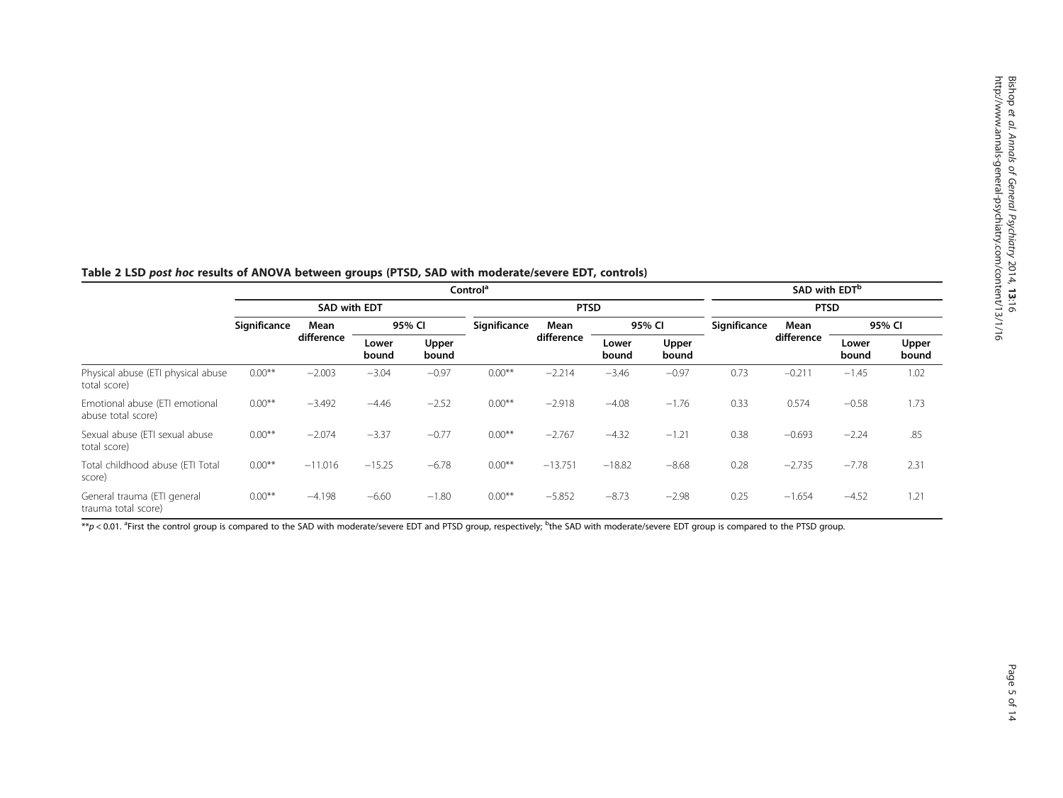**Table 2 LSD *post hoc* results of ANOVA between groups (PTSD, SAD with moderate/severe EDT, controls)**

| | Control[a] | | | | | | | | SAD with EDT[b] | | | |
|---|---|---|---|---|---|---|---|---|---|---|---|---|
| | SAD with EDT | | | | PTSD | | | | PTSD | | | |
| | Significance | Mean difference | 95% CI | | Significance | Mean difference | 95% CI | | Significance | Mean difference | 95% CI | |
| | | | Lower bound | Upper bound | | | Lower bound | Upper bound | | | Lower bound | Upper bound |
| Physical abuse (ETI physical abuse total score) | 0.00** | −2.003 | −3.04 | −0.97 | 0.00** | −2.214 | −3.46 | −0.97 | 0.73 | −0.211 | −1.45 | 1.02 |
| Emotional abuse (ETI emotional abuse total score) | 0.00** | −3.492 | −4.46 | −2.52 | 0.00** | −2.918 | −4.08 | −1.76 | 0.33 | 0.574 | −0.58 | 1.73 |
| Sexual abuse (ETI sexual abuse total score) | 0.00** | −2.074 | −3.37 | −0.77 | 0.00** | −2.767 | −4.32 | −1.21 | 0.38 | −0.693 | −2.24 | .85 |
| Total childhood abuse (ETI Total score) | 0.00** | −11.016 | −15.25 | −6.78 | 0.00** | −13.751 | −18.82 | −8.68 | 0.28 | −2.735 | −7.78 | 2.31 |
| General trauma (ETI general trauma total score) | 0.00** | −4.198 | −6.60 | −1.80 | 0.00** | −5.852 | −8.73 | −2.98 | 0.25 | −1.654 | −4.52 | 1.21 |

**$p < 0.01$. [a]First the control group is compared to the SAD with moderate/severe EDT and PTSD group, respectively; [b]the SAD with moderate/severe EDT group is compared to the PTSD group.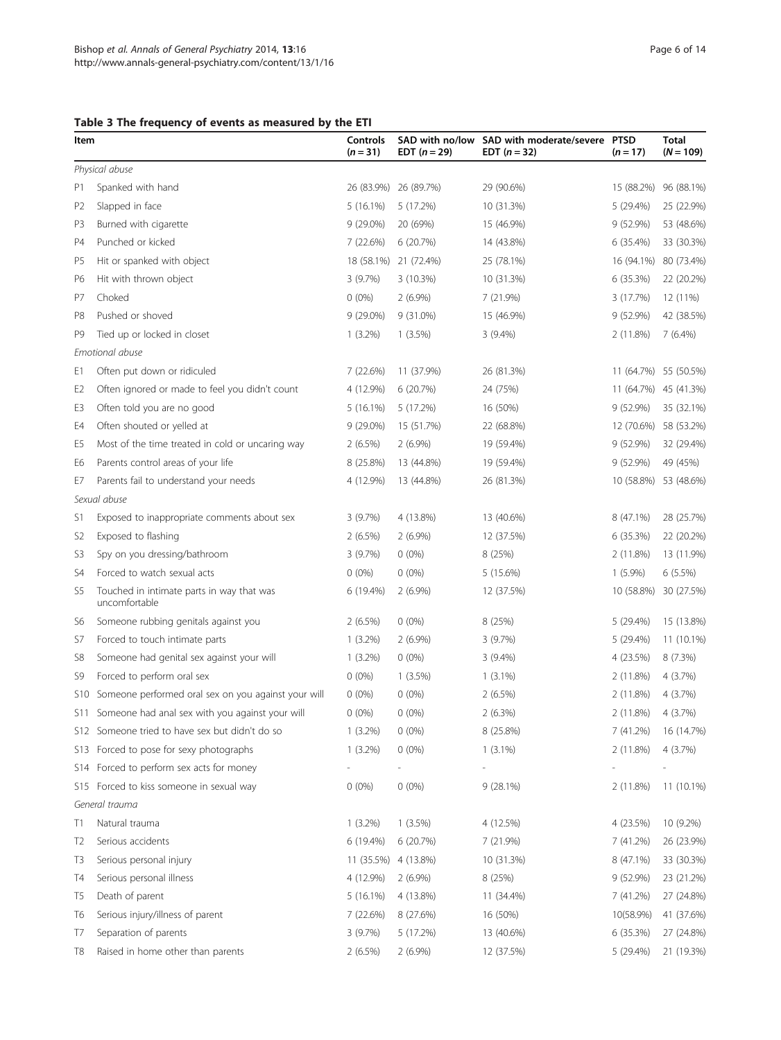**Table 3 The frequency of events as measured by the ETI**

| Item | | Controls ($n = 31$) | SAD with no/low EDT ($n = 29$) | SAD with moderate/severe EDT ($n = 32$) | PTSD ($n = 17$) | Total ($N = 109$) |
|---|---|---|---|---|---|---|
| *Physical abuse* | | | | | | |
| P1 | Spanked with hand | 26 (83.9%) | 26 (89.7%) | 29 (90.6%) | 15 (88.2%) | 96 (88.1%) |
| P2 | Slapped in face | 5 (16.1%) | 5 (17.2%) | 10 (31.3%) | 5 (29.4%) | 25 (22.9%) |
| P3 | Burned with cigarette | 9 (29.0%) | 20 (69%) | 15 (46.9%) | 9 (52.9%) | 53 (48.6%) |
| P4 | Punched or kicked | 7 (22.6%) | 6 (20.7%) | 14 (43.8%) | 6 (35.4%) | 33 (30.3%) |
| P5 | Hit or spanked with object | 18 (58.1%) | 21 (72.4%) | 25 (78.1%) | 16 (94.1%) | 80 (73.4%) |
| P6 | Hit with thrown object | 3 (9.7%) | 3 (10.3%) | 10 (31.3%) | 6 (35.3%) | 22 (20.2%) |
| P7 | Choked | 0 (0%) | 2 (6.9%) | 7 (21.9%) | 3 (17.7%) | 12 (11%) |
| P8 | Pushed or shoved | 9 (29.0%) | 9 (31.0%) | 15 (46.9%) | 9 (52.9%) | 42 (38.5%) |
| P9 | Tied up or locked in closet | 1 (3.2%) | 1 (3.5%) | 3 (9.4%) | 2 (11.8%) | 7 (6.4%) |
| *Emotional abuse* | | | | | | |
| E1 | Often put down or ridiculed | 7 (22.6%) | 11 (37.9%) | 26 (81.3%) | 11 (64.7%) | 55 (50.5%) |
| E2 | Often ignored or made to feel you didn't count | 4 (12.9%) | 6 (20.7%) | 24 (75%) | 11 (64.7%) | 45 (41.3%) |
| E3 | Often told you are no good | 5 (16.1%) | 5 (17.2%) | 16 (50%) | 9 (52.9%) | 35 (32.1%) |
| E4 | Often shouted or yelled at | 9 (29.0%) | 15 (51.7%) | 22 (68.8%) | 12 (70.6%) | 58 (53.2%) |
| E5 | Most of the time treated in cold or uncaring way | 2 (6.5%) | 2 (6.9%) | 19 (59.4%) | 9 (52.9%) | 32 (29.4%) |
| E6 | Parents control areas of your life | 8 (25.8%) | 13 (44.8%) | 19 (59.4%) | 9 (52.9%) | 49 (45%) |
| E7 | Parents fail to understand your needs | 4 (12.9%) | 13 (44.8%) | 26 (81.3%) | 10 (58.8%) | 53 (48.6%) |
| *Sexual abuse* | | | | | | |
| S1 | Exposed to inappropriate comments about sex | 3 (9.7%) | 4 (13.8%) | 13 (40.6%) | 8 (47.1%) | 28 (25.7%) |
| S2 | Exposed to flashing | 2 (6.5%) | 2 (6.9%) | 12 (37.5%) | 6 (35.3%) | 22 (20.2%) |
| S3 | Spy on you dressing/bathroom | 3 (9.7%) | 0 (0%) | 8 (25%) | 2 (11.8%) | 13 (11.9%) |
| S4 | Forced to watch sexual acts | 0 (0%) | 0 (0%) | 5 (15.6%) | 1 (5.9%) | 6 (5.5%) |
| S5 | Touched in intimate parts in way that was uncomfortable | 6 (19.4%) | 2 (6.9%) | 12 (37.5%) | 10 (58.8%) | 30 (27.5%) |
| S6 | Someone rubbing genitals against you | 2 (6.5%) | 0 (0%) | 8 (25%) | 5 (29.4%) | 15 (13.8%) |
| S7 | Forced to touch intimate parts | 1 (3.2%) | 2 (6.9%) | 3 (9.7%) | 5 (29.4%) | 11 (10.1%) |
| S8 | Someone had genital sex against your will | 1 (3.2%) | 0 (0%) | 3 (9.4%) | 4 (23.5%) | 8 (7.3%) |
| S9 | Forced to perform oral sex | 0 (0%) | 1 (3.5%) | 1 (3.1%) | 2 (11.8%) | 4 (3.7%) |
| S10 | Someone performed oral sex on you against your will | 0 (0%) | 0 (0%) | 2 (6.5%) | 2 (11.8%) | 4 (3.7%) |
| S11 | Someone had anal sex with you against your will | 0 (0%) | 0 (0%) | 2 (6.3%) | 2 (11.8%) | 4 (3.7%) |
| S12 | Someone tried to have sex but didn't do so | 1 (3.2%) | 0 (0%) | 8 (25.8%) | 7 (41.2%) | 16 (14.7%) |
| S13 | Forced to pose for sexy photographs | 1 (3.2%) | 0 (0%) | 1 (3.1%) | 2 (11.8%) | 4 (3.7%) |
| S14 | Forced to perform sex acts for money | - | - | - | - | - |
| S15 | Forced to kiss someone in sexual way | 0 (0%) | 0 (0%) | 9 (28.1%) | 2 (11.8%) | 11 (10.1%) |
| *General trauma* | | | | | | |
| T1 | Natural trauma | 1 (3.2%) | 1 (3.5%) | 4 (12.5%) | 4 (23.5%) | 10 (9.2%) |
| T2 | Serious accidents | 6 (19.4%) | 6 (20.7%) | 7 (21.9%) | 7 (41.2%) | 26 (23.9%) |
| T3 | Serious personal injury | 11 (35.5%) | 4 (13.8%) | 10 (31.3%) | 8 (47.1%) | 33 (30.3%) |
| T4 | Serious personal illness | 4 (12.9%) | 2 (6.9%) | 8 (25%) | 9 (52.9%) | 23 (21.2%) |
| T5 | Death of parent | 5 (16.1%) | 4 (13.8%) | 11 (34.4%) | 7 (41.2%) | 27 (24.8%) |
| T6 | Serious injury/illness of parent | 7 (22.6%) | 8 (27.6%) | 16 (50%) | 10(58.9%) | 41 (37.6%) |
| T7 | Separation of parents | 3 (9.7%) | 5 (17.2%) | 13 (40.6%) | 6 (35.3%) | 27 (24.8%) |
| T8 | Raised in home other than parents | 2 (6.5%) | 2 (6.9%) | 12 (37.5%) | 5 (29.4%) | 21 (19.3%) |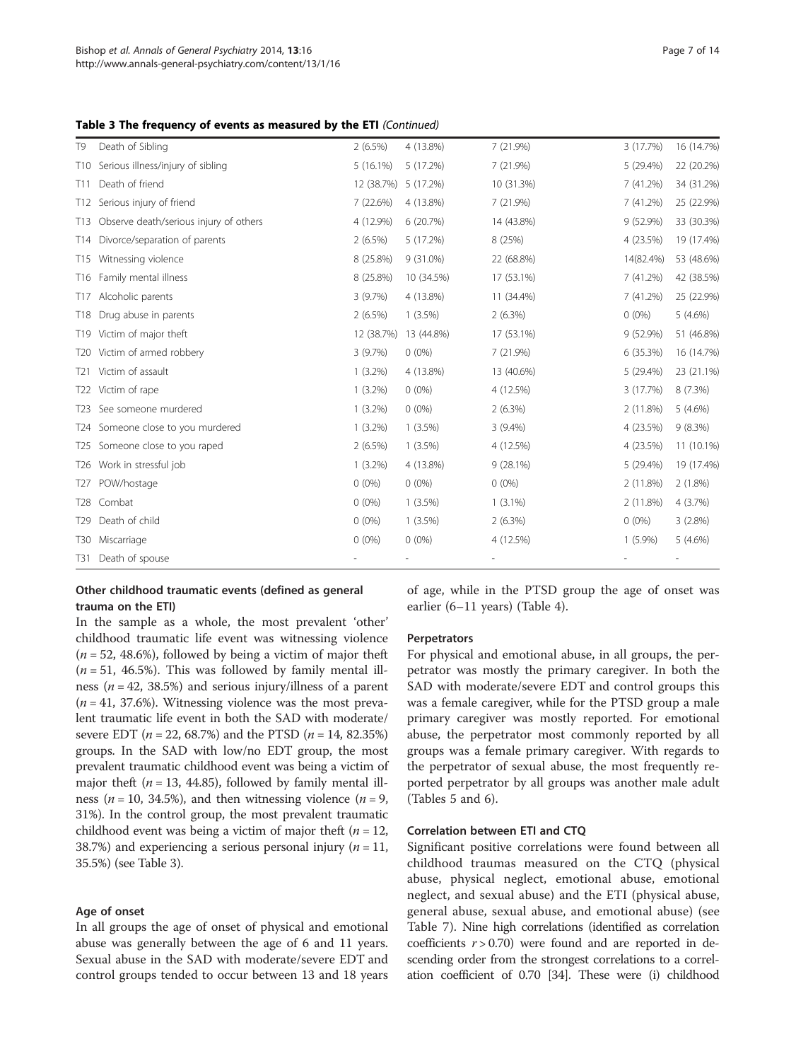**Table 3 The frequency of events as measured by the ETI** *(Continued)*

| | | | | | | |
|---|---|---|---|---|---|---|
| T9 | Death of Sibling | 2 (6.5%) | 4 (13.8%) | 7 (21.9%) | 3 (17.7%) | 16 (14.7%) |
| T10 | Serious illness/injury of sibling | 5 (16.1%) | 5 (17.2%) | 7 (21.9%) | 5 (29.4%) | 22 (20.2%) |
| T11 | Death of friend | 12 (38.7%) | 5 (17.2%) | 10 (31.3%) | 7 (41.2%) | 34 (31.2%) |
| T12 | Serious injury of friend | 7 (22.6%) | 4 (13.8%) | 7 (21.9%) | 7 (41.2%) | 25 (22.9%) |
| T13 | Observe death/serious injury of others | 4 (12.9%) | 6 (20.7%) | 14 (43.8%) | 9 (52.9%) | 33 (30.3%) |
| T14 | Divorce/separation of parents | 2 (6.5%) | 5 (17.2%) | 8 (25%) | 4 (23.5%) | 19 (17.4%) |
| T15 | Witnessing violence | 8 (25.8%) | 9 (31.0%) | 22 (68.8%) | 14(82.4%) | 53 (48.6%) |
| T16 | Family mental illness | 8 (25.8%) | 10 (34.5%) | 17 (53.1%) | 7 (41.2%) | 42 (38.5%) |
| T17 | Alcoholic parents | 3 (9.7%) | 4 (13.8%) | 11 (34.4%) | 7 (41.2%) | 25 (22.9%) |
| T18 | Drug abuse in parents | 2 (6.5%) | 1 (3.5%) | 2 (6.3%) | 0 (0%) | 5 (4.6%) |
| T19 | Victim of major theft | 12 (38.7%) | 13 (44.8%) | 17 (53.1%) | 9 (52.9%) | 51 (46.8%) |
| T20 | Victim of armed robbery | 3 (9.7%) | 0 (0%) | 7 (21.9%) | 6 (35.3%) | 16 (14.7%) |
| T21 | Victim of assault | 1 (3.2%) | 4 (13.8%) | 13 (40.6%) | 5 (29.4%) | 23 (21.1%) |
| T22 | Victim of rape | 1 (3.2%) | 0 (0%) | 4 (12.5%) | 3 (17.7%) | 8 (7.3%) |
| T23 | See someone murdered | 1 (3.2%) | 0 (0%) | 2 (6.3%) | 2 (11.8%) | 5 (4.6%) |
| T24 | Someone close to you murdered | 1 (3.2%) | 1 (3.5%) | 3 (9.4%) | 4 (23.5%) | 9 (8.3%) |
| T25 | Someone close to you raped | 2 (6.5%) | 1 (3.5%) | 4 (12.5%) | 4 (23.5%) | 11 (10.1%) |
| T26 | Work in stressful job | 1 (3.2%) | 4 (13.8%) | 9 (28.1%) | 5 (29.4%) | 19 (17.4%) |
| T27 | POW/hostage | 0 (0%) | 0 (0%) | 0 (0%) | 2 (11.8%) | 2 (1.8%) |
| T28 | Combat | 0 (0%) | 1 (3.5%) | 1 (3.1%) | 2 (11.8%) | 4 (3.7%) |
| T29 | Death of child | 0 (0%) | 1 (3.5%) | 2 (6.3%) | 0 (0%) | 3 (2.8%) |
| T30 | Miscarriage | 0 (0%) | 0 (0%) | 4 (12.5%) | 1 (5.9%) | 5 (4.6%) |
| T31 | Death of spouse | - | - | - | - | - |

#### Other childhood traumatic events (defined as general trauma on the ETI)

In the sample as a whole, the most prevalent 'other' childhood traumatic life event was witnessing violence ($n = 52$, 48.6%), followed by being a victim of major theft ($n = 51$, 46.5%). This was followed by family mental illness ($n = 42$, 38.5%) and serious injury/illness of a parent ($n = 41$, 37.6%). Witnessing violence was the most prevalent traumatic life event in both the SAD with moderate/severe EDT ($n = 22$, 68.7%) and the PTSD ($n = 14$, 82.35%) groups. In the SAD with low/no EDT group, the most prevalent traumatic childhood event was being a victim of major theft ($n = 13$, 44.85), followed by family mental illness ($n = 10$, 34.5%), and then witnessing violence ($n = 9$, 31%). In the control group, the most prevalent traumatic childhood event was being a victim of major theft ($n = 12$, 38.7%) and experiencing a serious personal injury ($n = 11$, 35.5%) (see Table 3).

#### Age of onset

In all groups the age of onset of physical and emotional abuse was generally between the age of 6 and 11 years. Sexual abuse in the SAD with moderate/severe EDT and control groups tended to occur between 13 and 18 years of age, while in the PTSD group the age of onset was earlier (6–11 years) (Table 4).

#### Perpetrators

For physical and emotional abuse, in all groups, the perpetrator was mostly the primary caregiver. In both the SAD with moderate/severe EDT and control groups this was a female caregiver, while for the PTSD group a male primary caregiver was mostly reported. For emotional abuse, the perpetrator most commonly reported by all groups was a female primary caregiver. With regards to the perpetrator of sexual abuse, the most frequently reported perpetrator by all groups was another male adult (Tables 5 and 6).

#### Correlation between ETI and CTQ

Significant positive correlations were found between all childhood traumas measured on the CTQ (physical abuse, physical neglect, emotional abuse, emotional neglect, and sexual abuse) and the ETI (physical abuse, general abuse, sexual abuse, and emotional abuse) (see Table 7). Nine high correlations (identified as correlation coefficients $r > 0.70$) were found and are reported in descending order from the strongest correlations to a correlation coefficient of 0.70 [34]. These were (i) childhood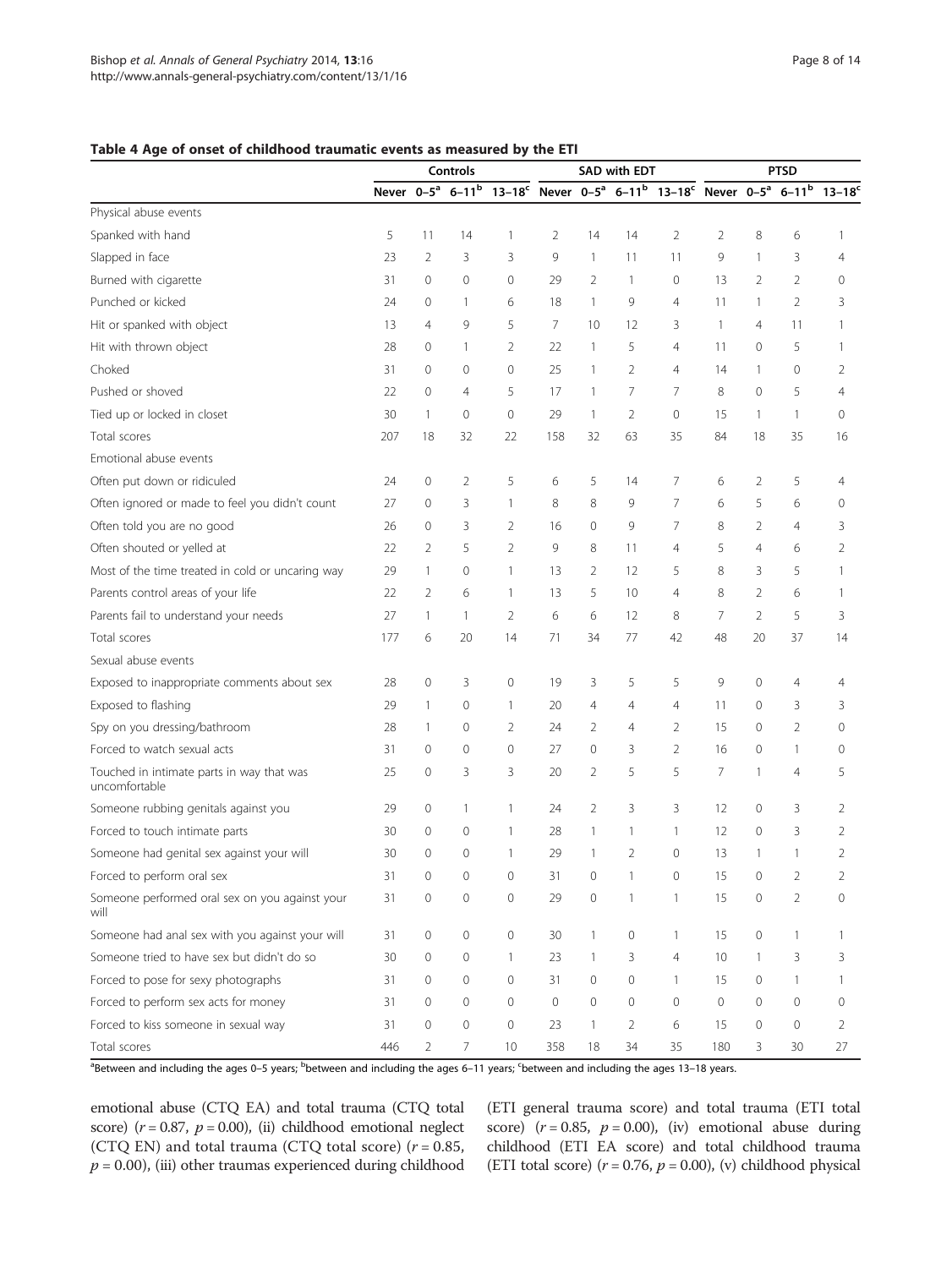**Table 4 Age of onset of childhood traumatic events as measured by the ETI**

| | Controls | | | | SAD with EDT | | | | PTSD | | | |
|---|---|---|---|---|---|---|---|---|---|---|---|---|
| | Never | 0–5[a] | 6–11[b] | 13–18[c] | Never | 0–5[a] | 6–11[b] | 13–18[c] | Never | 0–5[a] | 6–11[b] | 13–18[c] |
| Physical abuse events | | | | | | | | | | | | |
| Spanked with hand | 5 | 11 | 14 | 1 | 2 | 14 | 14 | 2 | 2 | 8 | 6 | 1 |
| Slapped in face | 23 | 2 | 3 | 3 | 9 | 1 | 11 | 11 | 9 | 1 | 3 | 4 |
| Burned with cigarette | 31 | 0 | 0 | 0 | 29 | 2 | 1 | 0 | 13 | 2 | 2 | 0 |
| Punched or kicked | 24 | 0 | 1 | 6 | 18 | 1 | 9 | 4 | 11 | 1 | 2 | 3 |
| Hit or spanked with object | 13 | 4 | 9 | 5 | 7 | 10 | 12 | 3 | 1 | 4 | 11 | 1 |
| Hit with thrown object | 28 | 0 | 1 | 2 | 22 | 1 | 5 | 4 | 11 | 0 | 5 | 1 |
| Choked | 31 | 0 | 0 | 0 | 25 | 1 | 2 | 4 | 14 | 1 | 0 | 2 |
| Pushed or shoved | 22 | 0 | 4 | 5 | 17 | 1 | 7 | 7 | 8 | 0 | 5 | 4 |
| Tied up or locked in closet | 30 | 1 | 0 | 0 | 29 | 1 | 2 | 0 | 15 | 1 | 1 | 0 |
| Total scores | 207 | 18 | 32 | 22 | 158 | 32 | 63 | 35 | 84 | 18 | 35 | 16 |
| Emotional abuse events | | | | | | | | | | | | |
| Often put down or ridiculed | 24 | 0 | 2 | 5 | 6 | 5 | 14 | 7 | 6 | 2 | 5 | 4 |
| Often ignored or made to feel you didn't count | 27 | 0 | 3 | 1 | 8 | 8 | 9 | 7 | 6 | 5 | 6 | 0 |
| Often told you are no good | 26 | 0 | 3 | 2 | 16 | 0 | 9 | 7 | 8 | 2 | 4 | 3 |
| Often shouted or yelled at | 22 | 2 | 5 | 2 | 9 | 8 | 11 | 4 | 5 | 4 | 6 | 2 |
| Most of the time treated in cold or uncaring way | 29 | 1 | 0 | 1 | 13 | 2 | 12 | 5 | 8 | 3 | 5 | 1 |
| Parents control areas of your life | 22 | 2 | 6 | 1 | 13 | 5 | 10 | 4 | 8 | 2 | 6 | 1 |
| Parents fail to understand your needs | 27 | 1 | 1 | 2 | 6 | 6 | 12 | 8 | 7 | 2 | 5 | 3 |
| Total scores | 177 | 6 | 20 | 14 | 71 | 34 | 77 | 42 | 48 | 20 | 37 | 14 |
| Sexual abuse events | | | | | | | | | | | | |
| Exposed to inappropriate comments about sex | 28 | 0 | 3 | 0 | 19 | 3 | 5 | 5 | 9 | 0 | 4 | 4 |
| Exposed to flashing | 29 | 1 | 0 | 1 | 20 | 4 | 4 | 4 | 11 | 0 | 3 | 3 |
| Spy on you dressing/bathroom | 28 | 1 | 0 | 2 | 24 | 2 | 4 | 2 | 15 | 0 | 2 | 0 |
| Forced to watch sexual acts | 31 | 0 | 0 | 0 | 27 | 0 | 3 | 2 | 16 | 0 | 1 | 0 |
| Touched in intimate parts in way that was uncomfortable | 25 | 0 | 3 | 3 | 20 | 2 | 5 | 5 | 7 | 1 | 4 | 5 |
| Someone rubbing genitals against you | 29 | 0 | 1 | 1 | 24 | 2 | 3 | 3 | 12 | 0 | 3 | 2 |
| Forced to touch intimate parts | 30 | 0 | 0 | 1 | 28 | 1 | 1 | 1 | 12 | 0 | 3 | 2 |
| Someone had genital sex against your will | 30 | 0 | 0 | 1 | 29 | 1 | 2 | 0 | 13 | 1 | 1 | 2 |
| Forced to perform oral sex | 31 | 0 | 0 | 0 | 31 | 0 | 1 | 0 | 15 | 0 | 2 | 2 |
| Someone performed oral sex on you against your will | 31 | 0 | 0 | 0 | 29 | 0 | 1 | 1 | 15 | 0 | 2 | 0 |
| Someone had anal sex with you against your will | 31 | 0 | 0 | 0 | 30 | 1 | 0 | 1 | 15 | 0 | 1 | 1 |
| Someone tried to have sex but didn't do so | 30 | 0 | 0 | 1 | 23 | 1 | 3 | 4 | 10 | 1 | 3 | 3 |
| Forced to pose for sexy photographs | 31 | 0 | 0 | 0 | 31 | 0 | 0 | 1 | 15 | 0 | 1 | 1 |
| Forced to perform sex acts for money | 31 | 0 | 0 | 0 | 0 | 0 | 0 | 0 | 0 | 0 | 0 | 0 |
| Forced to kiss someone in sexual way | 31 | 0 | 0 | 0 | 23 | 1 | 2 | 6 | 15 | 0 | 0 | 2 |
| Total scores | 446 | 2 | 7 | 10 | 358 | 18 | 34 | 35 | 180 | 3 | 30 | 27 |

[a]Between and including the ages 0–5 years; [b]between and including the ages 6–11 years; [c]between and including the ages 13–18 years.

emotional abuse (CTQ EA) and total trauma (CTQ total score) ($r = 0.87$, $p = 0.00$), (ii) childhood emotional neglect (CTQ EN) and total trauma (CTQ total score) ($r = 0.85$, $p = 0.00$), (iii) other traumas experienced during childhood (ETI general trauma score) and total trauma (ETI total score) ($r = 0.85$, $p = 0.00$), (iv) emotional abuse during childhood (ETI EA score) and total childhood trauma (ETI total score) ($r = 0.76$, $p = 0.00$), (v) childhood physical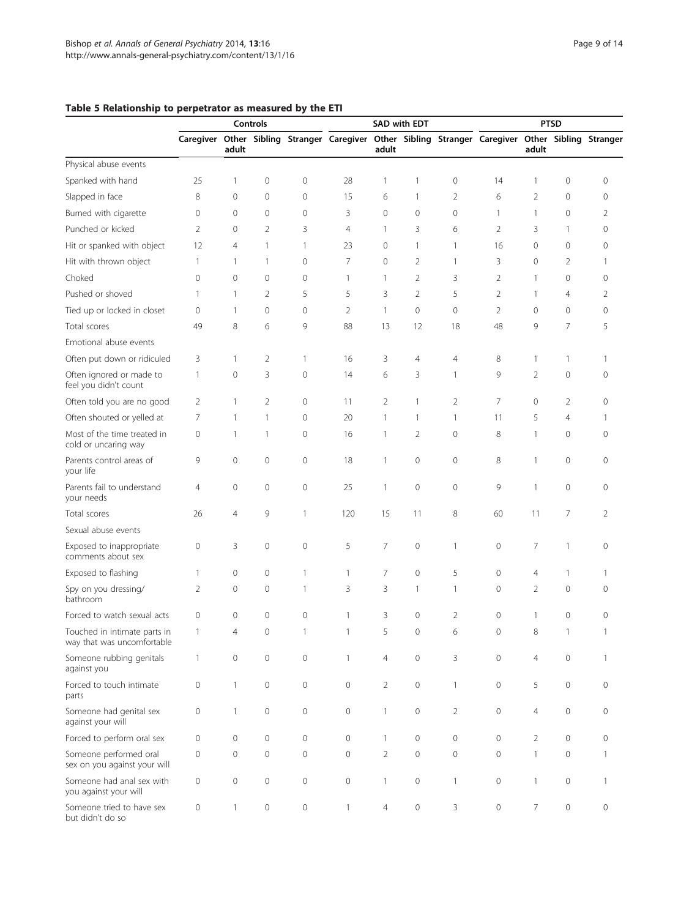**Table 5 Relationship to perpetrator as measured by the ETI**

| | Controls | | | | SAD with EDT | | | | PTSD | | | |
|---|---|---|---|---|---|---|---|---|---|---|---|---|
| | Caregiver | Other adult | Sibling | Stranger | Caregiver | Other adult | Sibling | Stranger | Caregiver | Other adult | Sibling | Stranger |
| Physical abuse events | | | | | | | | | | | | |
| Spanked with hand | 25 | 1 | 0 | 0 | 28 | 1 | 1 | 0 | 14 | 1 | 0 | 0 |
| Slapped in face | 8 | 0 | 0 | 0 | 15 | 6 | 1 | 2 | 6 | 2 | 0 | 0 |
| Burned with cigarette | 0 | 0 | 0 | 0 | 3 | 0 | 0 | 0 | 1 | 1 | 0 | 2 |
| Punched or kicked | 2 | 0 | 2 | 3 | 4 | 1 | 3 | 6 | 2 | 3 | 1 | 0 |
| Hit or spanked with object | 12 | 4 | 1 | 1 | 23 | 0 | 1 | 1 | 16 | 0 | 0 | 0 |
| Hit with thrown object | 1 | 1 | 1 | 0 | 7 | 0 | 2 | 1 | 3 | 0 | 2 | 1 |
| Choked | 0 | 0 | 0 | 0 | 1 | 1 | 2 | 3 | 2 | 1 | 0 | 0 |
| Pushed or shoved | 1 | 1 | 2 | 5 | 5 | 3 | 2 | 5 | 2 | 1 | 4 | 2 |
| Tied up or locked in closet | 0 | 1 | 0 | 0 | 2 | 1 | 0 | 0 | 2 | 0 | 0 | 0 |
| Total scores | 49 | 8 | 6 | 9 | 88 | 13 | 12 | 18 | 48 | 9 | 7 | 5 |
| Emotional abuse events | | | | | | | | | | | | |
| Often put down or ridiculed | 3 | 1 | 2 | 1 | 16 | 3 | 4 | 4 | 8 | 1 | 1 | 1 |
| Often ignored or made to feel you didn't count | 1 | 0 | 3 | 0 | 14 | 6 | 3 | 1 | 9 | 2 | 0 | 0 |
| Often told you are no good | 2 | 1 | 2 | 0 | 11 | 2 | 1 | 2 | 7 | 0 | 2 | 0 |
| Often shouted or yelled at | 7 | 1 | 1 | 0 | 20 | 1 | 1 | 1 | 11 | 5 | 4 | 1 |
| Most of the time treated in cold or uncaring way | 0 | 1 | 1 | 0 | 16 | 1 | 2 | 0 | 8 | 1 | 0 | 0 |
| Parents control areas of your life | 9 | 0 | 0 | 0 | 18 | 1 | 0 | 0 | 8 | 1 | 0 | 0 |
| Parents fail to understand your needs | 4 | 0 | 0 | 0 | 25 | 1 | 0 | 0 | 9 | 1 | 0 | 0 |
| Total scores | 26 | 4 | 9 | 1 | 120 | 15 | 11 | 8 | 60 | 11 | 7 | 2 |
| Sexual abuse events | | | | | | | | | | | | |
| Exposed to inappropriate comments about sex | 0 | 3 | 0 | 0 | 5 | 7 | 0 | 1 | 0 | 7 | 1 | 0 |
| Exposed to flashing | 1 | 0 | 0 | 1 | 1 | 7 | 0 | 5 | 0 | 4 | 1 | 1 |
| Spy on you dressing/ bathroom | 2 | 0 | 0 | 1 | 3 | 3 | 1 | 1 | 0 | 2 | 0 | 0 |
| Forced to watch sexual acts | 0 | 0 | 0 | 0 | 1 | 3 | 0 | 2 | 0 | 1 | 0 | 0 |
| Touched in intimate parts in way that was uncomfortable | 1 | 4 | 0 | 1 | 1 | 5 | 0 | 6 | 0 | 8 | 1 | 1 |
| Someone rubbing genitals against you | 1 | 0 | 0 | 0 | 1 | 4 | 0 | 3 | 0 | 4 | 0 | 1 |
| Forced to touch intimate parts | 0 | 1 | 0 | 0 | 0 | 2 | 0 | 1 | 0 | 5 | 0 | 0 |
| Someone had genital sex against your will | 0 | 1 | 0 | 0 | 0 | 1 | 0 | 2 | 0 | 4 | 0 | 0 |
| Forced to perform oral sex | 0 | 0 | 0 | 0 | 0 | 1 | 0 | 0 | 0 | 2 | 0 | 0 |
| Someone performed oral sex on you against your will | 0 | 0 | 0 | 0 | 0 | 2 | 0 | 0 | 0 | 1 | 0 | 1 |
| Someone had anal sex with you against your will | 0 | 0 | 0 | 0 | 0 | 1 | 0 | 1 | 0 | 1 | 0 | 1 |
| Someone tried to have sex but didn't do so | 0 | 1 | 0 | 0 | 1 | 4 | 0 | 3 | 0 | 7 | 0 | 0 |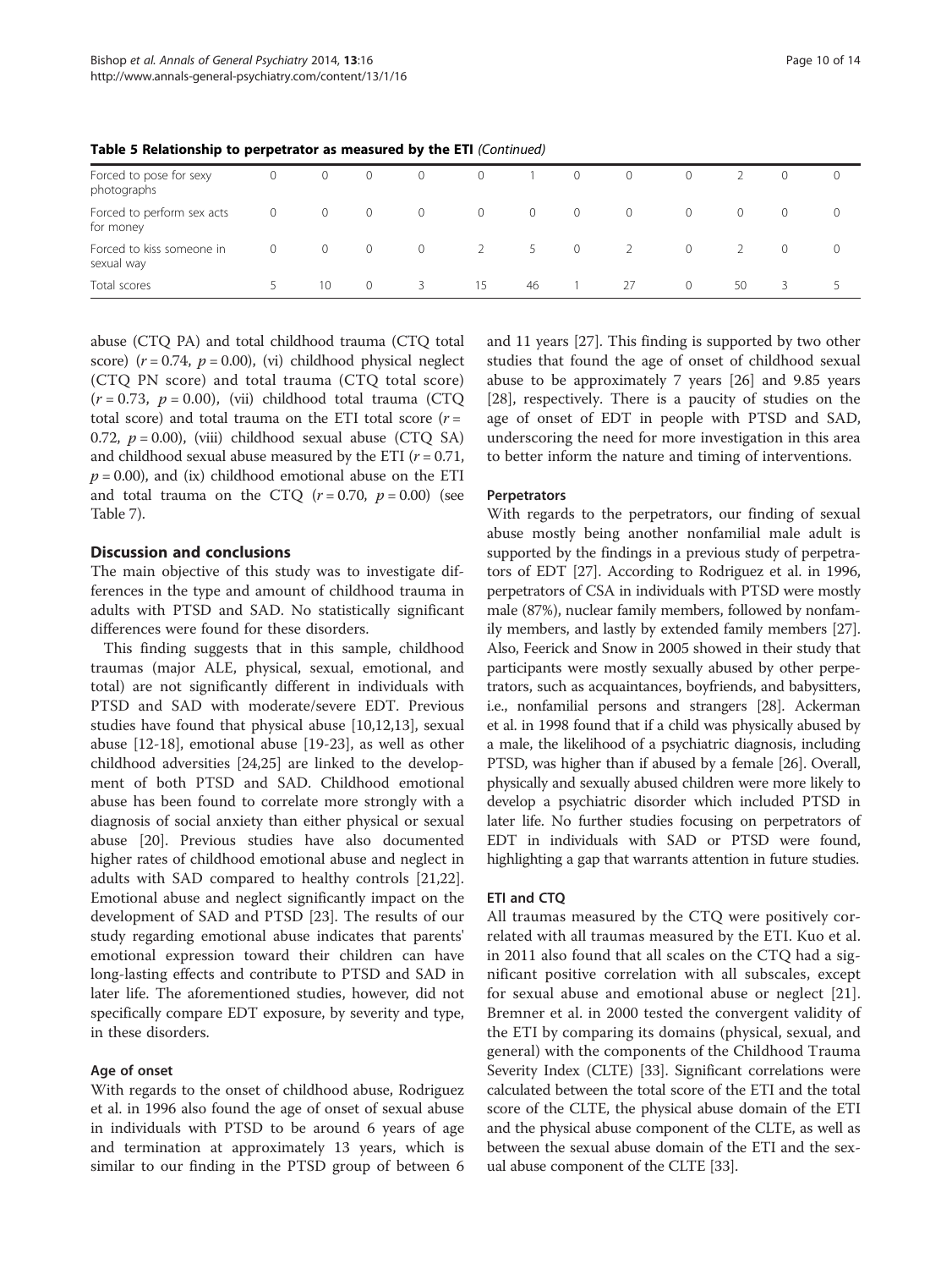**Table 5 Relationship to perpetrator as measured by the ETI** *(Continued)*

| | | | | | | | | | | | | |
|---|---|---|---|---|---|---|---|---|---|---|---|---|
| Forced to pose for sexy photographs | 0 | 0 | 0 | 0 | 0 | 1 | 0 | 0 | 0 | 2 | 0 | 0 |
| Forced to perform sex acts for money | 0 | 0 | 0 | 0 | 0 | 0 | 0 | 0 | 0 | 0 | 0 | 0 |
| Forced to kiss someone in sexual way | 0 | 0 | 0 | 0 | 2 | 5 | 0 | 2 | 0 | 2 | 0 | 0 |
| Total scores | 5 | 10 | 0 | 3 | 15 | 46 | 1 | 27 | 0 | 50 | 3 | 5 |

abuse (CTQ PA) and total childhood trauma (CTQ total score) ($r = 0.74$, $p = 0.00$), (vi) childhood physical neglect (CTQ PN score) and total trauma (CTQ total score) ($r = 0.73$, $p = 0.00$), (vii) childhood total trauma (CTQ total score) and total trauma on the ETI total score ($r = 0.72$, $p = 0.00$), (viii) childhood sexual abuse (CTQ SA) and childhood sexual abuse measured by the ETI ($r = 0.71$, $p = 0.00$), and (ix) childhood emotional abuse on the ETI and total trauma on the CTQ ($r = 0.70$, $p = 0.00$) (see Table 7).

## Discussion and conclusions

The main objective of this study was to investigate differences in the type and amount of childhood trauma in adults with PTSD and SAD. No statistically significant differences were found for these disorders.

This finding suggests that in this sample, childhood traumas (major ALE, physical, sexual, emotional, and total) are not significantly different in individuals with PTSD and SAD with moderate/severe EDT. Previous studies have found that physical abuse [10,12,13], sexual abuse [12-18], emotional abuse [19-23], as well as other childhood adversities [24,25] are linked to the development of both PTSD and SAD. Childhood emotional abuse has been found to correlate more strongly with a diagnosis of social anxiety than either physical or sexual abuse [20]. Previous studies have also documented higher rates of childhood emotional abuse and neglect in adults with SAD compared to healthy controls [21,22]. Emotional abuse and neglect significantly impact on the development of SAD and PTSD [23]. The results of our study regarding emotional abuse indicates that parents' emotional expression toward their children can have long-lasting effects and contribute to PTSD and SAD in later life. The aforementioned studies, however, did not specifically compare EDT exposure, by severity and type, in these disorders.

### Age of onset

With regards to the onset of childhood abuse, Rodriguez et al. in 1996 also found the age of onset of sexual abuse in individuals with PTSD to be around 6 years of age and termination at approximately 13 years, which is similar to our finding in the PTSD group of between 6 and 11 years [27]. This finding is supported by two other studies that found the age of onset of childhood sexual abuse to be approximately 7 years [26] and 9.85 years [28], respectively. There is a paucity of studies on the age of onset of EDT in people with PTSD and SAD, underscoring the need for more investigation in this area to better inform the nature and timing of interventions.

### Perpetrators

With regards to the perpetrators, our finding of sexual abuse mostly being another nonfamilial male adult is supported by the findings in a previous study of perpetrators of EDT [27]. According to Rodriguez et al. in 1996, perpetrators of CSA in individuals with PTSD were mostly male (87%), nuclear family members, followed by nonfamily members, and lastly by extended family members [27]. Also, Feerick and Snow in 2005 showed in their study that participants were mostly sexually abused by other perpetrators, such as acquaintances, boyfriends, and babysitters, i.e., nonfamilial persons and strangers [28]. Ackerman et al. in 1998 found that if a child was physically abused by a male, the likelihood of a psychiatric diagnosis, including PTSD, was higher than if abused by a female [26]. Overall, physically and sexually abused children were more likely to develop a psychiatric disorder which included PTSD in later life. No further studies focusing on perpetrators of EDT in individuals with SAD or PTSD were found, highlighting a gap that warrants attention in future studies.

### ETI and CTQ

All traumas measured by the CTQ were positively correlated with all traumas measured by the ETI. Kuo et al. in 2011 also found that all scales on the CTQ had a significant positive correlation with all subscales, except for sexual abuse and emotional abuse or neglect [21]. Bremner et al. in 2000 tested the convergent validity of the ETI by comparing its domains (physical, sexual, and general) with the components of the Childhood Trauma Severity Index (CLTE) [33]. Significant correlations were calculated between the total score of the ETI and the total score of the CLTE, the physical abuse domain of the ETI and the physical abuse component of the CLTE, as well as between the sexual abuse domain of the ETI and the sexual abuse component of the CLTE [33].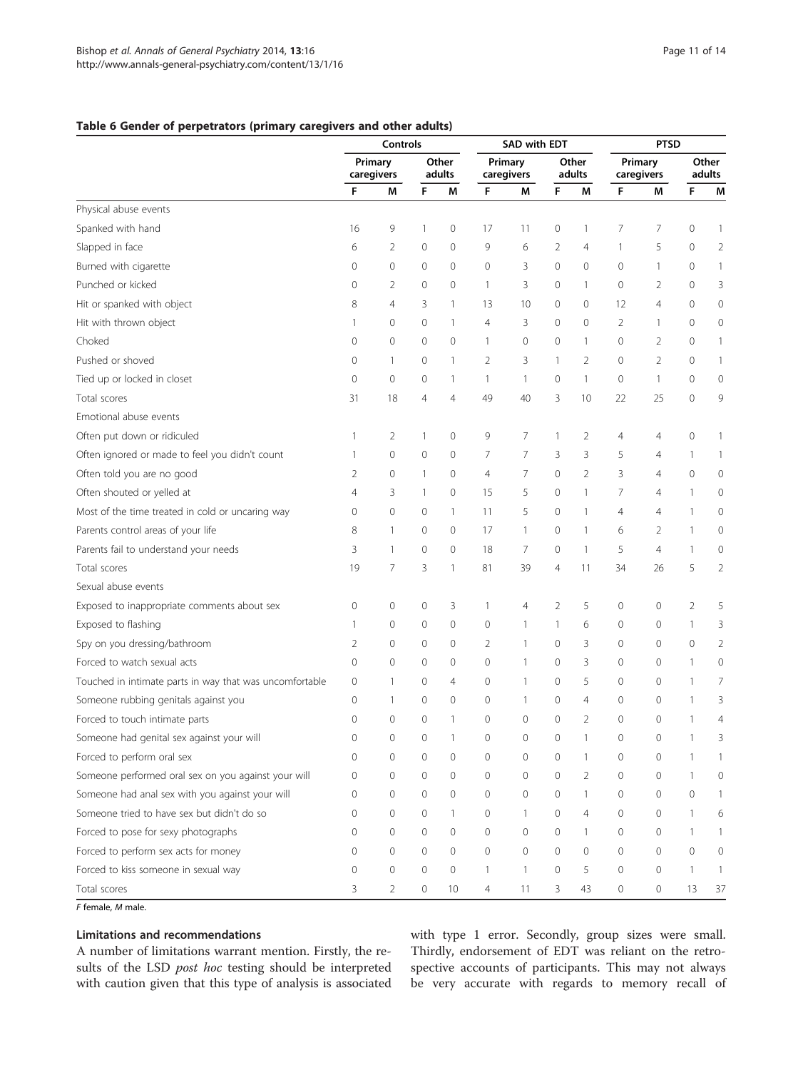**Table 6 Gender of perpetrators (primary caregivers and other adults)**

| | Controls | | | | SAD with EDT | | | | PTSD | | | |
|---|---|---|---|---|---|---|---|---|---|---|---|---|
| | Primary caregivers | | Other adults | | Primary caregivers | | Other adults | | Primary caregivers | | Other adults | |
| | F | M | F | M | F | M | F | M | F | M | F | M |
| Physical abuse events | | | | | | | | | | | | |
| Spanked with hand | 16 | 9 | 1 | 0 | 17 | 11 | 0 | 1 | 7 | 7 | 0 | 1 |
| Slapped in face | 6 | 2 | 0 | 0 | 9 | 6 | 2 | 4 | 1 | 5 | 0 | 2 |
| Burned with cigarette | 0 | 0 | 0 | 0 | 0 | 3 | 0 | 0 | 0 | 1 | 0 | 1 |
| Punched or kicked | 0 | 2 | 0 | 0 | 1 | 3 | 0 | 1 | 0 | 2 | 0 | 3 |
| Hit or spanked with object | 8 | 4 | 3 | 1 | 13 | 10 | 0 | 0 | 12 | 4 | 0 | 0 |
| Hit with thrown object | 1 | 0 | 0 | 1 | 4 | 3 | 0 | 0 | 2 | 1 | 0 | 0 |
| Choked | 0 | 0 | 0 | 0 | 1 | 0 | 0 | 1 | 0 | 2 | 0 | 1 |
| Pushed or shoved | 0 | 1 | 0 | 1 | 2 | 3 | 1 | 2 | 0 | 2 | 0 | 1 |
| Tied up or locked in closet | 0 | 0 | 0 | 1 | 1 | 1 | 0 | 1 | 0 | 1 | 0 | 0 |
| Total scores | 31 | 18 | 4 | 4 | 49 | 40 | 3 | 10 | 22 | 25 | 0 | 9 |
| Emotional abuse events | | | | | | | | | | | | |
| Often put down or ridiculed | 1 | 2 | 1 | 0 | 9 | 7 | 1 | 2 | 4 | 4 | 0 | 1 |
| Often ignored or made to feel you didn't count | 1 | 0 | 0 | 0 | 7 | 7 | 3 | 3 | 5 | 4 | 1 | 1 |
| Often told you are no good | 2 | 0 | 1 | 0 | 4 | 7 | 0 | 2 | 3 | 4 | 0 | 0 |
| Often shouted or yelled at | 4 | 3 | 1 | 0 | 15 | 5 | 0 | 1 | 7 | 4 | 1 | 0 |
| Most of the time treated in cold or uncaring way | 0 | 0 | 0 | 1 | 11 | 5 | 0 | 1 | 4 | 4 | 1 | 0 |
| Parents control areas of your life | 8 | 1 | 0 | 0 | 17 | 1 | 0 | 1 | 6 | 2 | 1 | 0 |
| Parents fail to understand your needs | 3 | 1 | 0 | 0 | 18 | 7 | 0 | 1 | 5 | 4 | 1 | 0 |
| Total scores | 19 | 7 | 3 | 1 | 81 | 39 | 4 | 11 | 34 | 26 | 5 | 2 |
| Sexual abuse events | | | | | | | | | | | | |
| Exposed to inappropriate comments about sex | 0 | 0 | 0 | 3 | 1 | 4 | 2 | 5 | 0 | 0 | 2 | 5 |
| Exposed to flashing | 1 | 0 | 0 | 0 | 0 | 1 | 1 | 6 | 0 | 0 | 1 | 3 |
| Spy on you dressing/bathroom | 2 | 0 | 0 | 0 | 2 | 1 | 0 | 3 | 0 | 0 | 0 | 2 |
| Forced to watch sexual acts | 0 | 0 | 0 | 0 | 0 | 1 | 0 | 3 | 0 | 0 | 1 | 0 |
| Touched in intimate parts in way that was uncomfortable | 0 | 1 | 0 | 4 | 0 | 1 | 0 | 5 | 0 | 0 | 1 | 7 |
| Someone rubbing genitals against you | 0 | 1 | 0 | 0 | 0 | 1 | 0 | 4 | 0 | 0 | 1 | 3 |
| Forced to touch intimate parts | 0 | 0 | 0 | 1 | 0 | 0 | 0 | 2 | 0 | 0 | 1 | 4 |
| Someone had genital sex against your will | 0 | 0 | 0 | 1 | 0 | 0 | 0 | 1 | 0 | 0 | 1 | 3 |
| Forced to perform oral sex | 0 | 0 | 0 | 0 | 0 | 0 | 0 | 1 | 0 | 0 | 1 | 1 |
| Someone performed oral sex on you against your will | 0 | 0 | 0 | 0 | 0 | 0 | 0 | 2 | 0 | 0 | 1 | 0 |
| Someone had anal sex with you against your will | 0 | 0 | 0 | 0 | 0 | 0 | 0 | 1 | 0 | 0 | 0 | 1 |
| Someone tried to have sex but didn't do so | 0 | 0 | 0 | 1 | 0 | 1 | 0 | 4 | 0 | 0 | 1 | 6 |
| Forced to pose for sexy photographs | 0 | 0 | 0 | 0 | 0 | 0 | 0 | 1 | 0 | 0 | 1 | 1 |
| Forced to perform sex acts for money | 0 | 0 | 0 | 0 | 0 | 0 | 0 | 0 | 0 | 0 | 0 | 0 |
| Forced to kiss someone in sexual way | 0 | 0 | 0 | 0 | 1 | 1 | 0 | 5 | 0 | 0 | 1 | 1 |
| Total scores | 3 | 2 | 0 | 10 | 4 | 11 | 3 | 43 | 0 | 0 | 13 | 37 |

*F* female, *M* male.

### Limitations and recommendations

A number of limitations warrant mention. Firstly, the results of the LSD *post hoc* testing should be interpreted with caution given that this type of analysis is associated with type 1 error. Secondly, group sizes were small. Thirdly, endorsement of EDT was reliant on the retrospective accounts of participants. This may not always be very accurate with regards to memory recall of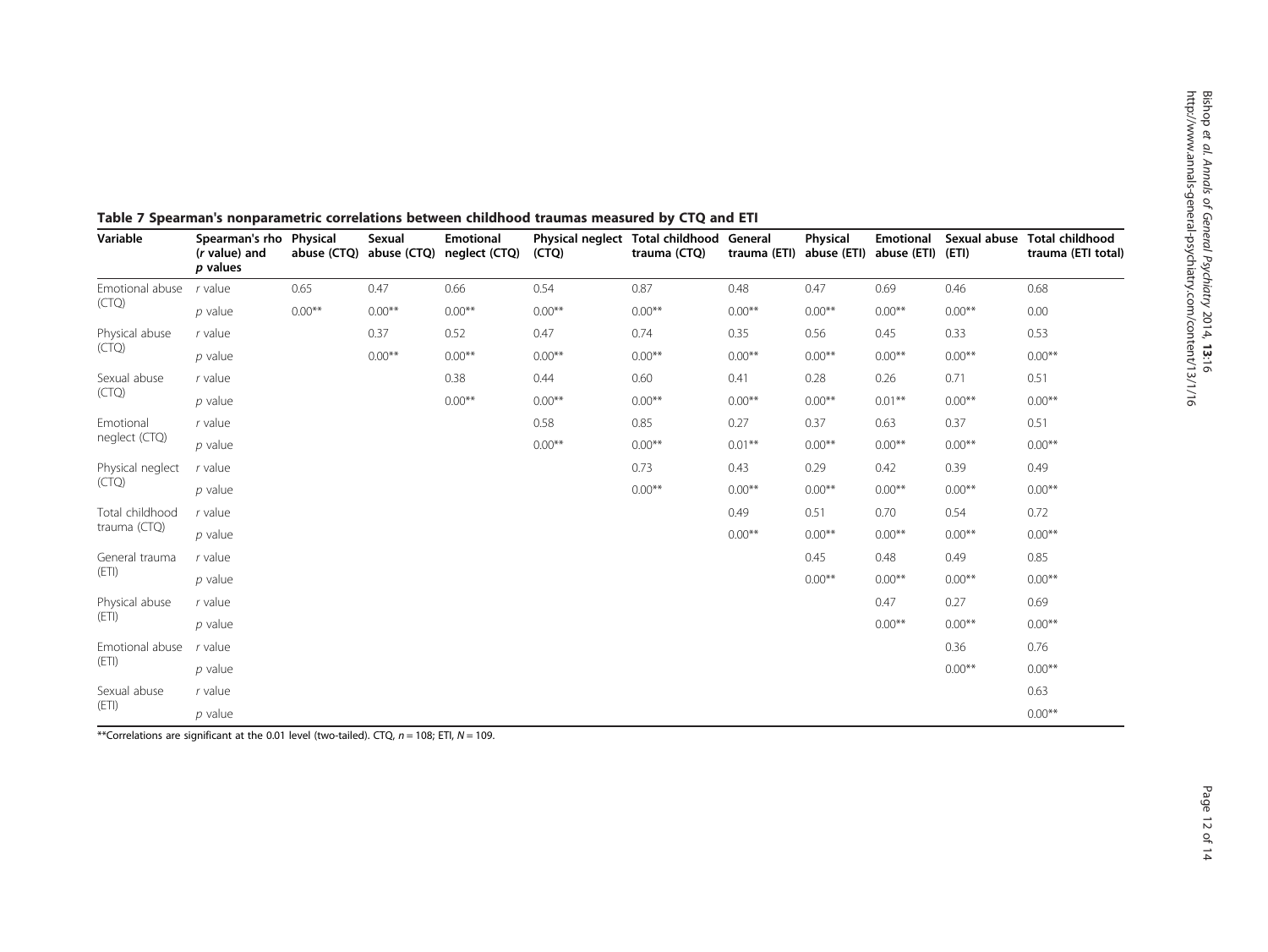**Table 7 Spearman's nonparametric correlations between childhood traumas measured by CTQ and ETI**

| Variable | Spearman's rho (*r* value) and *p* values | Physical abuse (CTQ) | Sexual abuse (CTQ) | Emotional neglect (CTQ) | Physical neglect (CTQ) | Total childhood trauma (CTQ) | General trauma (ETI) | Physical abuse (ETI) | Emotional abuse (ETI) | Sexual abuse (ETI) | Total childhood trauma (ETI total) |
|---|---|---|---|---|---|---|---|---|---|---|---|
| Emotional abuse (CTQ) | *r* value | 0.65 | 0.47 | 0.66 | 0.54 | 0.87 | 0.48 | 0.47 | 0.69 | 0.46 | 0.68 |
| | *p* value | 0.00** | 0.00** | 0.00** | 0.00** | 0.00** | 0.00** | 0.00** | 0.00** | 0.00** | 0.00 |
| Physical abuse (CTQ) | *r* value | | 0.37 | 0.52 | 0.47 | 0.74 | 0.35 | 0.56 | 0.45 | 0.33 | 0.53 |
| | *p* value | | 0.00** | 0.00** | 0.00** | 0.00** | 0.00** | 0.00** | 0.00** | 0.00** | 0.00** |
| Sexual abuse (CTQ) | *r* value | | | 0.38 | 0.44 | 0.60 | 0.41 | 0.28 | 0.26 | 0.71 | 0.51 |
| | *p* value | | | 0.00** | 0.00** | 0.00** | 0.00** | 0.00** | 0.01** | 0.00** | 0.00** |
| Emotional neglect (CTQ) | *r* value | | | | 0.58 | 0.85 | 0.27 | 0.37 | 0.63 | 0.37 | 0.51 |
| | *p* value | | | | 0.00** | 0.00** | 0.01** | 0.00** | 0.00** | 0.00** | 0.00** |
| Physical neglect (CTQ) | *r* value | | | | | 0.73 | 0.43 | 0.29 | 0.42 | 0.39 | 0.49 |
| | *p* value | | | | | 0.00** | 0.00** | 0.00** | 0.00** | 0.00** | 0.00** |
| Total childhood trauma (CTQ) | *r* value | | | | | | 0.49 | 0.51 | 0.70 | 0.54 | 0.72 |
| | *p* value | | | | | | 0.00** | 0.00** | 0.00** | 0.00** | 0.00** |
| General trauma (ETI) | *r* value | | | | | | | 0.45 | 0.48 | 0.49 | 0.85 |
| | *p* value | | | | | | | 0.00** | 0.00** | 0.00** | 0.00** |
| Physical abuse (ETI) | *r* value | | | | | | | | 0.47 | 0.27 | 0.69 |
| | *p* value | | | | | | | | 0.00** | 0.00** | 0.00** |
| Emotional abuse (ETI) | *r* value | | | | | | | | | 0.36 | 0.76 |
| | *p* value | | | | | | | | | 0.00** | 0.00** |
| Sexual abuse (ETI) | *r* value | | | | | | | | | | 0.63 |
| | *p* value | | | | | | | | | | 0.00** |

**Correlations are significant at the 0.01 level (two-tailed). CTQ, $n = 108$; ETI, $N = 109$.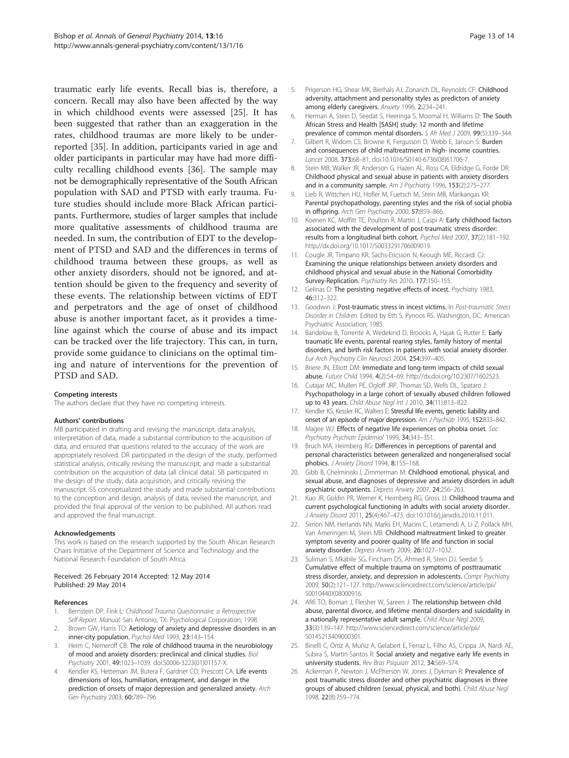traumatic early life events. Recall bias is, therefore, a concern. Recall may also have been affected by the way in which childhood events were assessed [25]. It has been suggested that rather than an exaggeration in the rates, childhood traumas are more likely to be under-reported [35]. In addition, participants varied in age and older participants in particular may have had more difficulty recalling childhood events [36]. The sample may not be demographically representative of the South African population with SAD and PTSD with early trauma. Future studies should include more Black African participants. Furthermore, studies of larger samples that include more qualitative assessments of childhood trauma are needed. In sum, the contribution of EDT to the development of PTSD and SAD and the differences in terms of childhood trauma between these groups, as well as other anxiety disorders, should not be ignored, and attention should be given to the frequency and severity of these events. The relationship between victims of EDT and perpetrators and the age of onset of childhood abuse is another important facet, as it provides a timeline against which the course of abuse and its impact can be tracked over the life trajectory. This can, in turn, provide some guidance to clinicians on the optimal timing and nature of interventions for the prevention of PTSD and SAD.

#### Competing interests

The authors declare that they have no competing interests.

#### Authors' contributions

MB participated in drafting and revising the manuscript, data analysis, interpretation of data, made a substantial contribution to the acquisition of data, and ensured that questions related to the accuracy of the work are appropriately resolved. DR participated in the design of the study, performed statistical analysis, critically revising the manuscript, and made a substantial contribution on the acquisition of data (all clinical data). SB participated in the design of the study, data acquisition, and critically revising the manuscript. SS conceptualized the study and made substantial contributions to the conception and design, analysis of data, revised the manuscript, and provided the final approval of the version to be published. All authors read and approved the final manuscript.

#### Acknowledgements

This work is based on the research supported by the South African Research Chairs Initiative of the Department of Science and Technology and the National Research Foundation of South Africa.

Received: 26 February 2014 Accepted: 12 May 2014
Published: 29 May 2014

#### References

1. Bernstein DP, Fink L: *Childhood Trauma Questionnaire: a Retrospective Self-Report. Manual.* San Antonio, TX: Psychological Corporation; 1998.
2. Brown GW, Harris TO: **Aetiology of anxiety and depressive disorders in an inner-city population.** *Psychol Med* 1993, **23:**143–154.
3. Heim C, Nemeroff CB: **The role of childhood trauma in the neurobiology of mood and anxiety disorders: preclinical and clinical studies.** *Biol Psychiatry* 2001, **49:**1023–1039. doi:S0006-3223(01)01157-X.
4. Kendler KS, Hetteman JM, Butera F, Gardner CO, Prescott CA: **Life events dimensions of loss, humiliation, entrapment, and danger in the prediction of onsets of major depression and generalized anxiety.** *Arch Gen Psychiatry* 2003, **60:**789–796.
5. Prigerson HG, Shear MK, Bierhals AJ, Zonarich DL, Reynolds CF: **Childhood adversity, attachment and personality styles as predictors of anxiety among elderly caregivers.** *Anxiety* 1996, **2:**234–241.
6. Herman A, Stein D, Seedat S, Heeringa S, Moomal H, Williams D: **The South African Stress and Health [SASH] study: 12 month and lifetime prevalence of common mental disorders.** *S Afr Med J* 2009, **99**(5):339–344.
7. Gilbert R, Widom CS, Browne K, Fergusson D, Webb E, Janson S: **Burden and consequences of child maltreatment in high- income countries.** *Lancet* 2008, **373:**68–81. doi:10.1016/S0140-6736(08)61706-7.
8. Stein MB, Walker JR, Anderson G, Hazen AL, Ross CA, Eldridge G, Forde DR: **Childhood physical and sexual abuse in patients with anxiety disorders and in a community sample.** *Am J Psychiatry* 1996, **153**(2):275–277.
9. Lieb R, Wittchen HU, Hofler M, Fuetsch M, Stein MB, Marikangas KR: **Parental psychopathology, parenting styles and the risk of social phobia in offspring.** *Arch Gen Psychiatry* 2000, **57:**859–866.
10. Koenen KC, Moffitt TE, Poulton R, Martin J, Caspi A: **Early childhood factors associated with the development of post-traumatic stress disorder: results from a longitudinal birth cohort.** *Psychol Med* 2007, **37**(2):181–192. http://dx.doi.org/10.1017/S0033291706009019.
11. Cougle JR, Timpano KR, Sachs-Ericsson N, Keough ME, Riccardi CJ: **Examining the unique relationships between anxiety disorders and childhood physical and sexual abuse in the National Comorbidity Survey-Replication.** *Psychiatry Res* 2010, **177:**150–155.
12. Gelinas D: **The persisting negative effects of incest.** *Psychiatry* 1983, **46:**312–322.
13. Goodwin J: **Post-traumatic stress in incest victims.** In *Post-traumatic Stress Disorder in Children.* Edited by Eth S, Pynoos RS. Washington, DC: American Psychiatric Association; 1985.
14. Bandelow B, Torrente A, Wedekind D, Broocks A, Hajak G, Rutter E: **Early traumatic life events, parental rearing styles, family history of mental disorders, and birth risk factors in patients with social anxiety disorder.** *Eur Arch Psychiatry Clin Neurosci* 2004, **254:**397–405.
15. Briere JN, Elliott DM: **Immediate and long-term impacts of child sexual abuse.** *Future Child* 1994, **4**(2):54–69. http://dx.doi.org/10.2307/1602523.
16. Cutajar MC, Mullen PE, Ogloff JRP, Thomas SD, Wells DL, Spataro J: **Psychopathology in a large cohort of sexually abused children followed up to 43 years.** *Child Abuse Negl Int J* 2010, **34**(11):813–822.
17. Kendler KS, Kessler RC, Walters E: **Stressful life events, genetic liability and onset of an episode of major depression.** *Am J Psychiatr* 1995, **152:**833–842.
18. Magee WJ: **Effects of negative life experiences on phobia onset.** *Soc Psychiatry Psychiatr Epidemiol* 1999, **34:**343–351.
19. Bruch MA, Heimberg RG: **Differences in perceptions of parental and personal characteristics between generalized and nongeneralised social phobics.** *J Anxiety Disord* 1994, **8:**155–168.
20. Gibb B, Chelminiski I, Zimmerman M: **Childhood emotional, physical, and sexual abuse, and diagnoses of depressive and anxiety disorders in adult psychiatric outpatients.** *Depress Anxiety* 2007, **24:**256–263.
21. Kuo JR, Goldin PR, Werner K, Heimberg RG, Gross JJ: **Childhood trauma and current psychological functioning in adults with social anxiety disorder.** *J Anxiety Disord* 2011, **25**(4):467–473. doi:10.1016/j.janxdis.2010.11.011.
22. Simon NM, Herlands NN, Marks EH, Macini C, Letamendi A, Li Z, Pollack MH, Van Ameringen M, Stein MB: **Childhood maltreatment linked to greater symptom severity and poorer quality of life and function in social anxiety disorder.** *Depress Anxiety* 2009, **26:**1027–1032.
23. Suliman S, Mkabile SG, Fincham DS, Ahmed R, Stein DJ, Seedat S: **Cumulative effect of multiple trauma on symptoms of posttraumatic stress disorder, anxiety, and depression in adolescents.** *Compr Psychiatry* 2009, **50**(2):121–127. http://www.sciencedirect.com/science/article/pii/S0010440X08000916.
24. Afifi TO, Boman J, Fleisher W, Sareen J: **The relationship between child abuse, parental divorce, and lifetime mental disorders and suicidality in a nationally representative adult sample.** *Child Abuse Negl* 2009, **33**(3):139–147. http://www.sciencedirect.com/science/article/pii/S0145213409000301.
25. Binelli C, Ortiz A, Muñiz A, Gelabert E, Ferraz L, Filho AS, Crippa JA, Nardi AE, Subira S, Martin-Santos R: **Social anxiety and negative early life events in university students.** *Rev Bras Psiquiatr* 2012, **34:**S69–S74.
26. Ackerman P, Newton J, McPherson W, Jones J, Dykman R: **Prevalence of post traumatic stress disorder and other psychiatric diagnoses in three groups of abused children (sexual, physical, and both).** *Child Abuse Negl* 1998, **22**(8):759–774.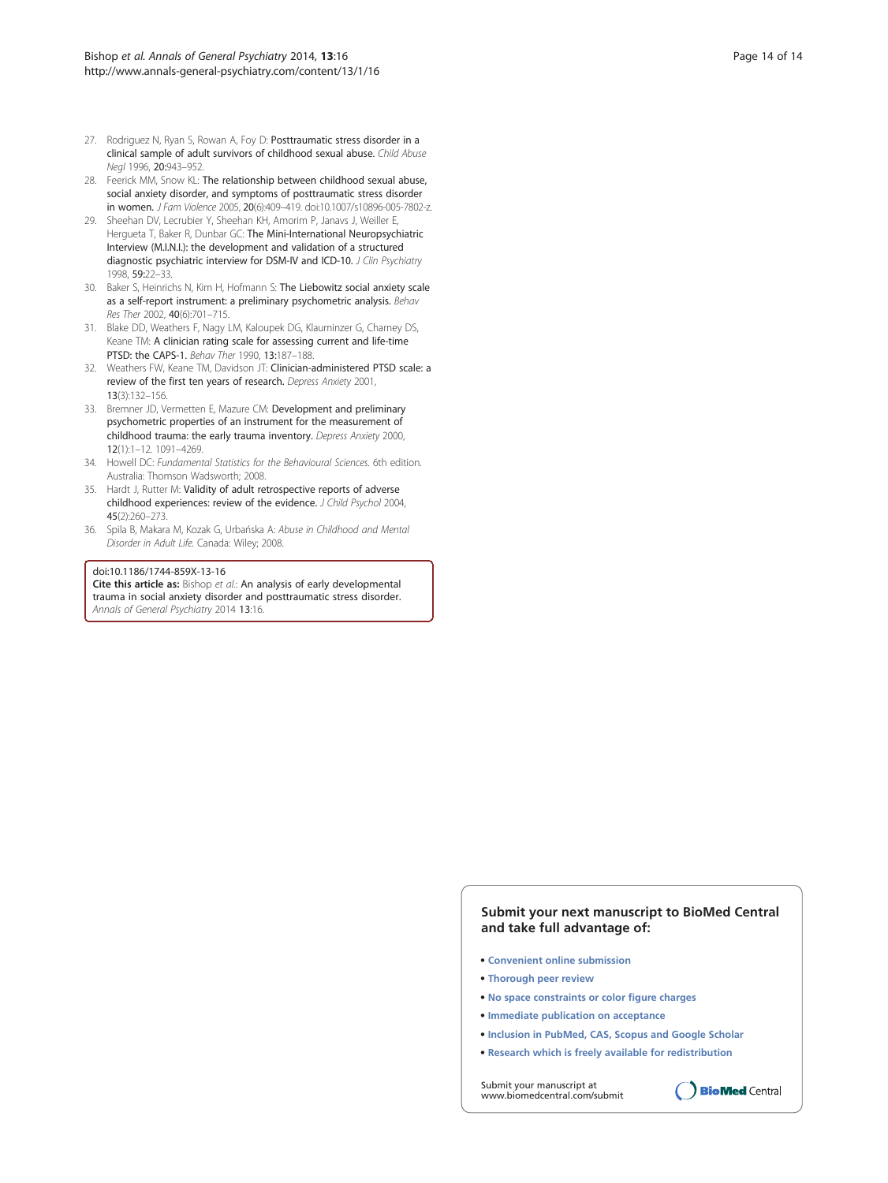27. Rodriguez N, Ryan S, Rowan A, Foy D: **Posttraumatic stress disorder in a clinical sample of adult survivors of childhood sexual abuse.** *Child Abuse Negl* 1996, **20:**943–952.
28. Feerick MM, Snow KL: **The relationship between childhood sexual abuse, social anxiety disorder, and symptoms of posttraumatic stress disorder in women.** *J Fam Violence* 2005, **20**(6):409–419. doi:10.1007/s10896-005-7802-z.
29. Sheehan DV, Lecrubier Y, Sheehan KH, Amorim P, Janavs J, Weiller E, Hergueta T, Baker R, Dunbar GC: **The Mini-International Neuropsychiatric Interview (M.I.N.I.): the development and validation of a structured diagnostic psychiatric interview for DSM-IV and ICD-10.** *J Clin Psychiatry* 1998, **59:**22–33.
30. Baker S, Heinrichs N, Kim H, Hofmann S: **The Liebowitz social anxiety scale as a self-report instrument: a preliminary psychometric analysis.** *Behav Res Ther* 2002, **40**(6):701–715.
31. Blake DD, Weathers F, Nagy LM, Kaloupek DG, Klauminzer G, Charney DS, Keane TM: **A clinician rating scale for assessing current and life-time PTSD: the CAPS-1.** *Behav Ther* 1990, **13:**187–188.
32. Weathers FW, Keane TM, Davidson JT: **Clinician-administered PTSD scale: a review of the first ten years of research.** *Depress Anxiety* 2001, **13**(3):132–156.
33. Bremner JD, Vermetten E, Mazure CM: **Development and preliminary psychometric properties of an instrument for the measurement of childhood trauma: the early trauma inventory.** *Depress Anxiety* 2000, **12**(1):1–12. 1091–4269.
34. Howell DC: *Fundamental Statistics for the Behavioural Sciences.* 6th edition. Australia: Thomson Wadsworth; 2008.
35. Hardt J, Rutter M: **Validity of adult retrospective reports of adverse childhood experiences: review of the evidence.** *J Child Psychol* 2004, **45**(2):260–273.
36. Spila B, Makara M, Kozak G, Urbańska A: *Abuse in Childhood and Mental Disorder in Adult Life.* Canada: Wiley; 2008.

doi:10.1186/1744-859X-13-16
**Cite this article as:** Bishop *et al.*: An analysis of early developmental trauma in social anxiety disorder and posttraumatic stress disorder. *Annals of General Psychiatry* 2014 **13**:16.

**Submit your next manuscript to BioMed Central and take full advantage of:**

- **Convenient online submission**
- **Thorough peer review**
- **No space constraints or color figure charges**
- **Immediate publication on acceptance**
- **Inclusion in PubMed, CAS, Scopus and Google Scholar**
- **Research which is freely available for redistribution**

Submit your manuscript at
www.biomedcentral.com/submit

BioMed Central